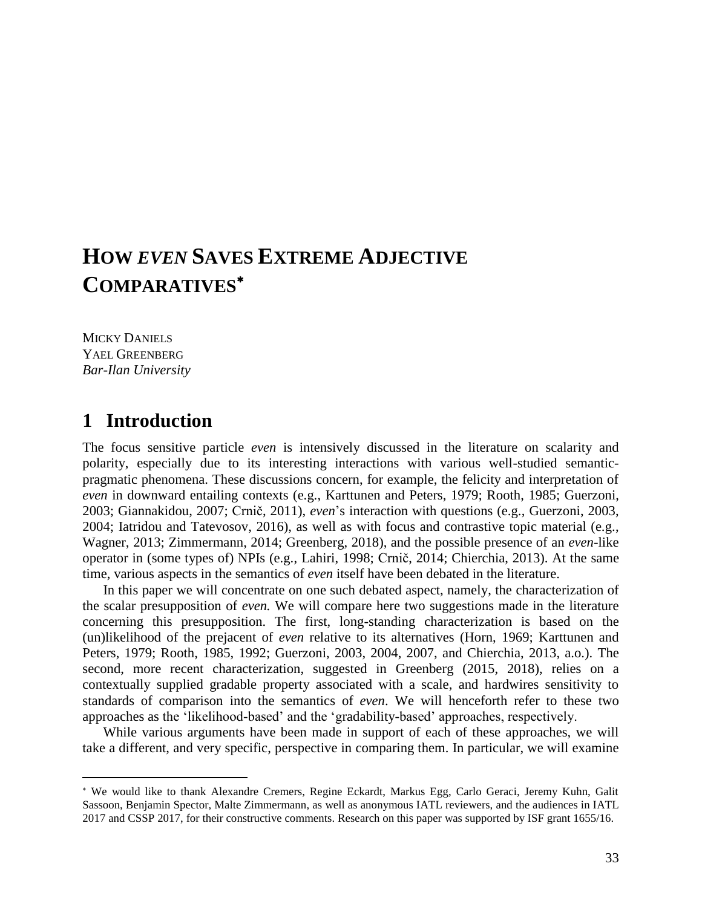# HOW *EVEN* SAVES EXTREME ADJECTIVE COMPARATIVES[*]

MICKY DANIELS
YAEL GREENBERG
*Bar-Ilan University*

## 1 Introduction

The focus sensitive particle *even* is intensively discussed in the literature on scalarity and polarity, especially due to its interesting interactions with various well-studied semantic-pragmatic phenomena. These discussions concern, for example, the felicity and interpretation of *even* in downward entailing contexts (e.g., Karttunen and Peters, 1979; Rooth, 1985; Guerzoni, 2003; Giannakidou, 2007; Crnič, 2011), *even*'s interaction with questions (e.g., Guerzoni, 2003, 2004; Iatridou and Tatevosov, 2016), as well as with focus and contrastive topic material (e.g., Wagner, 2013; Zimmermann, 2014; Greenberg, 2018), and the possible presence of an *even*-like operator in (some types of) NPIs (e.g., Lahiri, 1998; Crnič, 2014; Chierchia, 2013). At the same time, various aspects in the semantics of *even* itself have been debated in the literature.

In this paper we will concentrate on one such debated aspect, namely, the characterization of the scalar presupposition of *even.* We will compare here two suggestions made in the literature concerning this presupposition. The first, long-standing characterization is based on the (un)likelihood of the prejacent of *even* relative to its alternatives (Horn, 1969; Karttunen and Peters, 1979; Rooth, 1985, 1992; Guerzoni, 2003, 2004, 2007, and Chierchia, 2013, a.o.). The second, more recent characterization, suggested in Greenberg (2015, 2018), relies on a contextually supplied gradable property associated with a scale, and hardwires sensitivity to standards of comparison into the semantics of *even*. We will henceforth refer to these two approaches as the 'likelihood-based' and the 'gradability-based' approaches, respectively.

While various arguments have been made in support of each of these approaches, we will take a different, and very specific, perspective in comparing them. In particular, we will examine

[*] We would like to thank Alexandre Cremers, Regine Eckardt, Markus Egg, Carlo Geraci, Jeremy Kuhn, Galit Sassoon, Benjamin Spector, Malte Zimmermann, as well as anonymous IATL reviewers, and the audiences in IATL 2017 and CSSP 2017, for their constructive comments. Research on this paper was supported by ISF grant 1655/16.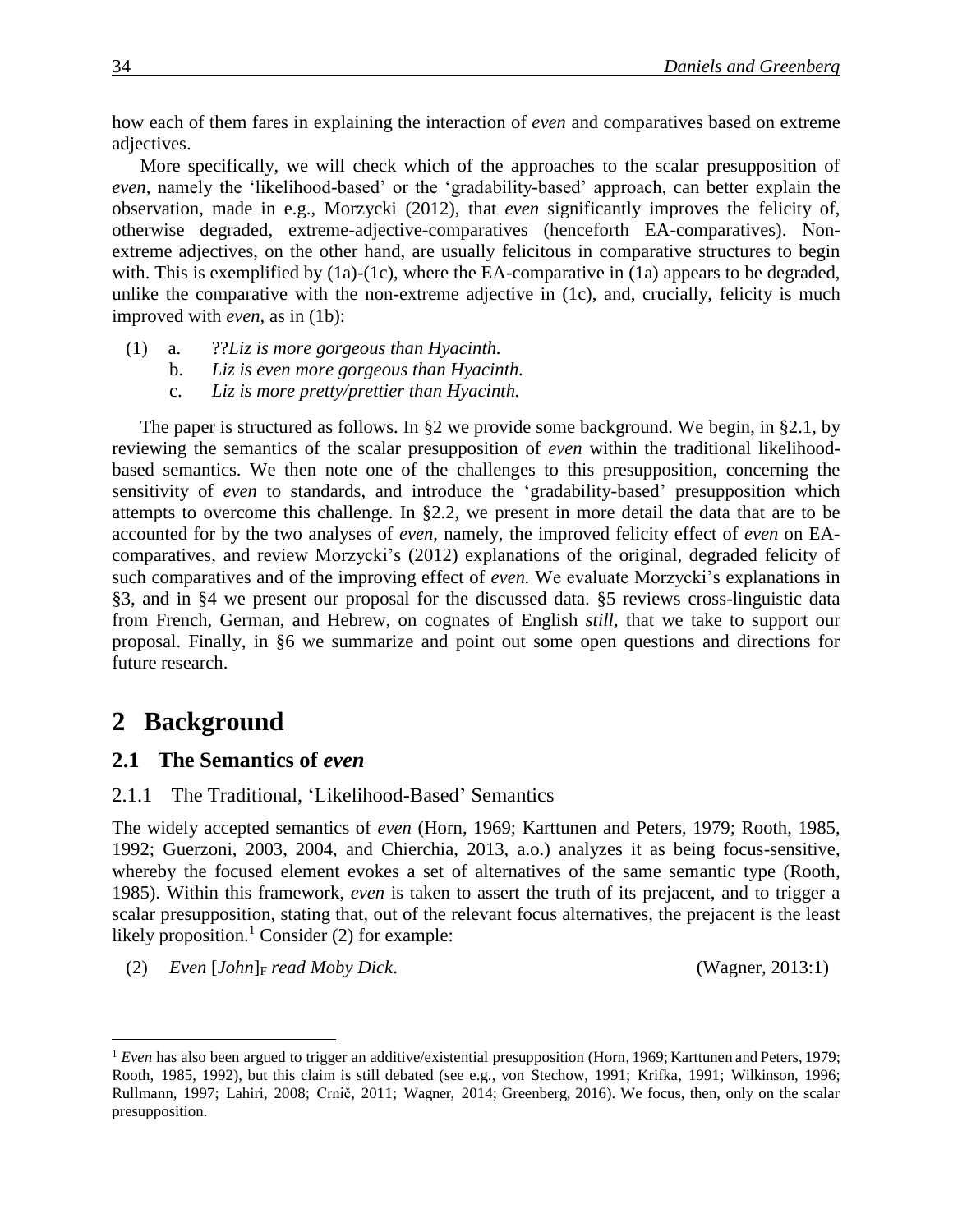how each of them fares in explaining the interaction of *even* and comparatives based on extreme adjectives.

More specifically, we will check which of the approaches to the scalar presupposition of *even*, namely the 'likelihood-based' or the 'gradability-based' approach, can better explain the observation, made in e.g., Morzycki (2012), that *even* significantly improves the felicity of, otherwise degraded, extreme-adjective-comparatives (henceforth EA-comparatives). Non-extreme adjectives, on the other hand, are usually felicitous in comparative structures to begin with. This is exemplified by (1a)-(1c), where the EA-comparative in (1a) appears to be degraded, unlike the comparative with the non-extreme adjective in (1c), and, crucially, felicity is much improved with *even*, as in (1b):

(1) a. ??*Liz is more gorgeous than Hyacinth.*
    b. *Liz is even more gorgeous than Hyacinth.*
    c. *Liz is more pretty/prettier than Hyacinth.*

The paper is structured as follows. In §2 we provide some background. We begin, in §2.1, by reviewing the semantics of the scalar presupposition of *even* within the traditional likelihood-based semantics. We then note one of the challenges to this presupposition, concerning the sensitivity of *even* to standards, and introduce the 'gradability-based' presupposition which attempts to overcome this challenge. In §2.2, we present in more detail the data that are to be accounted for by the two analyses of *even*, namely, the improved felicity effect of *even* on EA-comparatives, and review Morzycki's (2012) explanations of the original, degraded felicity of such comparatives and of the improving effect of *even.* We evaluate Morzycki's explanations in §3, and in §4 we present our proposal for the discussed data. §5 reviews cross-linguistic data from French, German, and Hebrew, on cognates of English *still,* that we take to support our proposal. Finally, in §6 we summarize and point out some open questions and directions for future research.

# 2 Background

## 2.1 The Semantics of *even*

### 2.1.1 The Traditional, 'Likelihood-Based' Semantics

The widely accepted semantics of *even* (Horn, 1969; Karttunen and Peters, 1979; Rooth, 1985, 1992; Guerzoni, 2003, 2004, and Chierchia, 2013, a.o.) analyzes it as being focus-sensitive, whereby the focused element evokes a set of alternatives of the same semantic type (Rooth, 1985). Within this framework, *even* is taken to assert the truth of its prejacent, and to trigger a scalar presupposition, stating that, out of the relevant focus alternatives, the prejacent is the least likely proposition.[1] Consider (2) for example:

(2) *Even* [*John*]$_F$ *read Moby Dick*. (Wagner, 2013:1)

---

[1] *Even* has also been argued to trigger an additive/existential presupposition (Horn, 1969; Karttunen and Peters, 1979; Rooth, 1985, 1992), but this claim is still debated (see e.g., von Stechow, 1991; Krifka, 1991; Wilkinson, 1996; Rullmann, 1997; Lahiri, 2008; Crnič, 2011; Wagner, 2014; Greenberg, 2016). We focus, then, only on the scalar presupposition.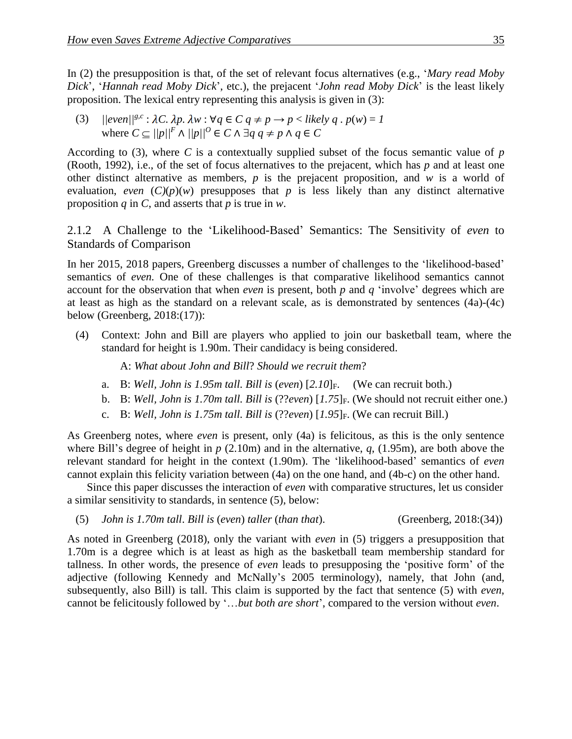In (2) the presupposition is that, of the set of relevant focus alternatives (e.g., '*Mary read Moby Dick*', '*Hannah read Moby Dick*', etc.), the prejacent '*John read Moby Dick*' is the least likely proposition. The lexical entry representing this analysis is given in (3):

(3) $||even||^{g,c} : \lambda C.\ \lambda p.\ \lambda w : \forall q \in C\ q \neq p \rightarrow p <_{likely}\ q\ .\ p(w) = 1$
where $C \subseteq ||p||^{F} \wedge ||p||^{O} \in C \wedge \exists q\ q \neq p \wedge q \in C$

According to (3), where $C$ is a contextually supplied subset of the focus semantic value of $p$ (Rooth, 1992), i.e., of the set of focus alternatives to the prejacent, which has $p$ and at least one other distinct alternative as members, $p$ is the prejacent proposition, and $w$ is a world of evaluation, *even* $(C)(p)(w)$ presupposes that $p$ is less likely than any distinct alternative proposition $q$ in $C$, and asserts that $p$ is true in $w$.

### 2.1.2 A Challenge to the 'Likelihood-Based' Semantics: The Sensitivity of *even* to Standards of Comparison

In her 2015, 2018 papers, Greenberg discusses a number of challenges to the 'likelihood-based' semantics of *even*. One of these challenges is that comparative likelihood semantics cannot account for the observation that when *even* is present, both $p$ and $q$ 'involve' degrees which are at least as high as the standard on a relevant scale, as is demonstrated by sentences (4a)-(4c) below (Greenberg, 2018:(17)):

(4) Context: John and Bill are players who applied to join our basketball team, where the standard for height is 1.90m. Their candidacy is being considered.

A: *What about John and Bill*? *Should we recruit them*?

a. B: *Well, John is 1.95m tall. Bill is* (*even*) [*2.10*]$_F$. (We can recruit both.)
b. B: *Well, John is 1.70m tall. Bill is* (??*even*) [*1.75*]$_F$. (We should not recruit either one.)
c. B: *Well, John is 1.75m tall. Bill is* (??*even*) [*1.95*]$_F$. (We can recruit Bill.)

As Greenberg notes, where *even* is present, only (4a) is felicitous, as this is the only sentence where Bill's degree of height in $p$ (2.10m) and in the alternative, $q$, (1.95m), are both above the relevant standard for height in the context (1.90m). The 'likelihood-based' semantics of *even* cannot explain this felicity variation between (4a) on the one hand, and (4b-c) on the other hand.

Since this paper discusses the interaction of *even* with comparative structures, let us consider a similar sensitivity to standards, in sentence (5), below:

(5) *John is 1.70m tall*. *Bill is* (*even*) *taller* (*than that*). (Greenberg, 2018:(34))

As noted in Greenberg (2018), only the variant with *even* in (5) triggers a presupposition that 1.70m is a degree which is at least as high as the basketball team membership standard for tallness. In other words, the presence of *even* leads to presupposing the 'positive form' of the adjective (following Kennedy and McNally's 2005 terminology), namely, that John (and, subsequently, also Bill) is tall. This claim is supported by the fact that sentence (5) with *even*, cannot be felicitously followed by '…*but both are short*', compared to the version without *even*.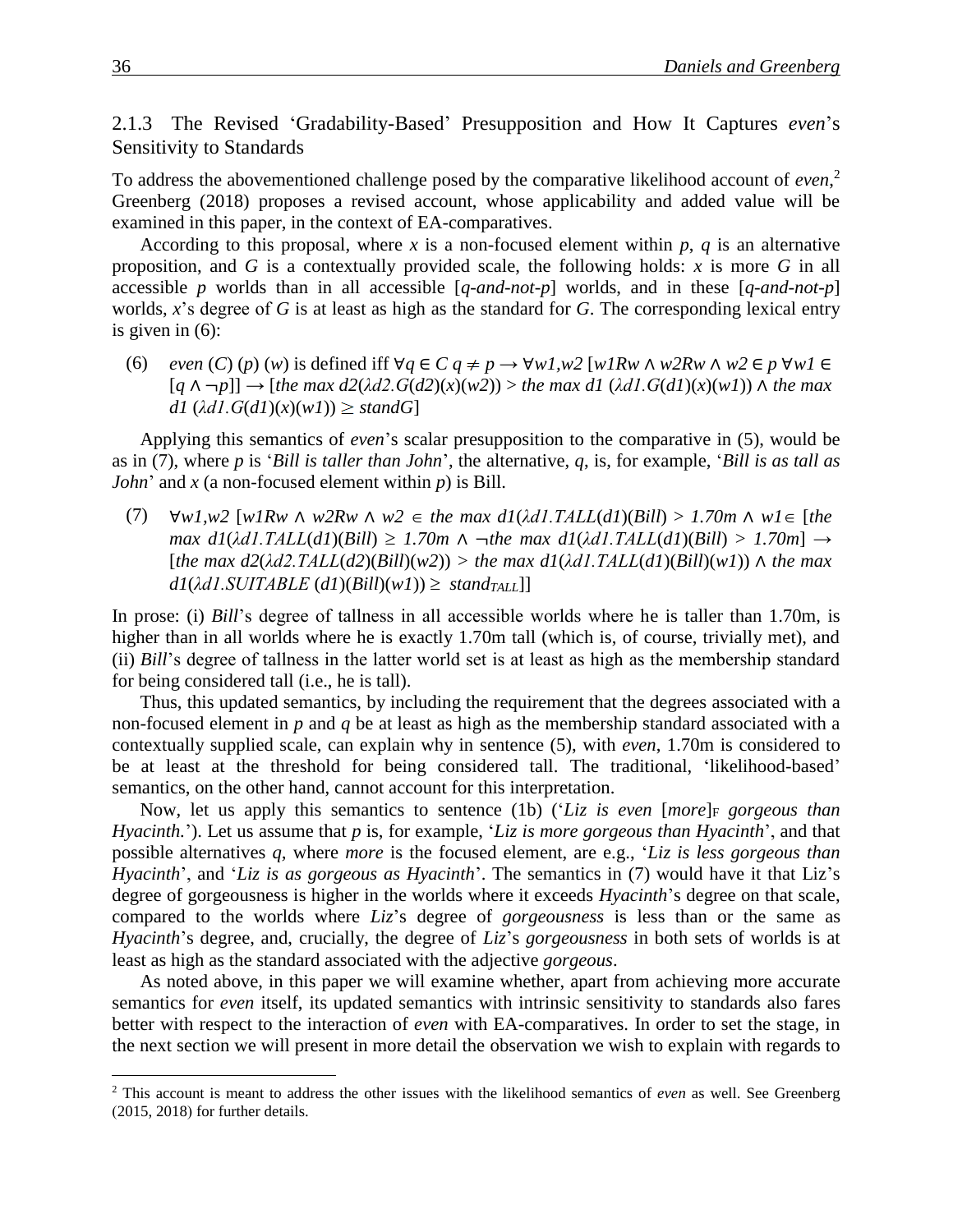### 2.1.3 The Revised 'Gradability-Based' Presupposition and How It Captures *even*'s Sensitivity to Standards

To address the abovementioned challenge posed by the comparative likelihood account of *even*,[2] Greenberg (2018) proposes a revised account, whose applicability and added value will be examined in this paper, in the context of EA-comparatives.

According to this proposal, where *x* is a non-focused element within *p*, *q* is an alternative proposition, and *G* is a contextually provided scale, the following holds: *x* is more *G* in all accessible *p* worlds than in all accessible [*q-and-not-p*] worlds, and in these [*q-and-not-p*] worlds, *x*'s degree of *G* is at least as high as the standard for *G*. The corresponding lexical entry is given in (6):

(6) $even\ (C)\ (p)\ (w)$ is defined iff $\forall q \in C\ q \neq p \rightarrow \forall w1,w2\ [w1Rw \wedge w2Rw \wedge w2 \in p\ \forall w1 \in [q \wedge \neg p]] \rightarrow [the\ max\ d2(\lambda d2.G(d2)(x)(w2)) > the\ max\ d1\ (\lambda d1.G(d1)(x)(w1)) \wedge the\ max\ d1\ (\lambda d1.G(d1)(x)(w1)) \geq standG]$

Applying this semantics of *even*'s scalar presupposition to the comparative in (5), would be as in (7), where *p* is '*Bill is taller than John*', the alternative, *q*, is, for example, '*Bill is as tall as John*' and *x* (a non-focused element within *p*) is Bill.

(7) $\forall w1,w2\ [w1Rw \wedge w2Rw \wedge w2 \in the\ max\ d1(\lambda d1.TALL(d1)(Bill) > 1.70m \wedge w1 \in [the\ max\ d1(\lambda d1.TALL(d1)(Bill) \geq 1.70m \wedge \neg the\ max\ d1(\lambda d1.TALL(d1)(Bill) > 1.70m] \rightarrow [the\ max\ d2(\lambda d2.TALL(d2)(Bill)(w2)) > the\ max\ d1(\lambda d1.TALL(d1)(Bill)(w1)) \wedge the\ max\ d1(\lambda d1.SUITABLE\ (d1)(Bill)(w1)) \geq stand_{TALL}]]$

In prose: (i) *Bill*'s degree of tallness in all accessible worlds where he is taller than 1.70m, is higher than in all worlds where he is exactly 1.70m tall (which is, of course, trivially met), and (ii) *Bill*'s degree of tallness in the latter world set is at least as high as the membership standard for being considered tall (i.e., he is tall).

Thus, this updated semantics, by including the requirement that the degrees associated with a non-focused element in *p* and *q* be at least as high as the membership standard associated with a contextually supplied scale, can explain why in sentence (5), with *even*, 1.70m is considered to be at least at the threshold for being considered tall. The traditional, 'likelihood-based' semantics, on the other hand, cannot account for this interpretation.

Now, let us apply this semantics to sentence (1b) ('*Liz is even* [*more*]$_F$ *gorgeous than Hyacinth.*'). Let us assume that *p* is, for example, '*Liz is more gorgeous than Hyacinth*', and that possible alternatives *q*, where *more* is the focused element, are e.g., '*Liz is less gorgeous than Hyacinth*', and '*Liz is as gorgeous as Hyacinth*'. The semantics in (7) would have it that Liz's degree of gorgeousness is higher in the worlds where it exceeds *Hyacinth*'s degree on that scale, compared to the worlds where *Liz*'s degree of *gorgeousness* is less than or the same as *Hyacinth*'s degree, and, crucially, the degree of *Liz*'s *gorgeousness* in both sets of worlds is at least as high as the standard associated with the adjective *gorgeous*.

As noted above, in this paper we will examine whether, apart from achieving more accurate semantics for *even* itself, its updated semantics with intrinsic sensitivity to standards also fares better with respect to the interaction of *even* with EA-comparatives. In order to set the stage, in the next section we will present in more detail the observation we wish to explain with regards to

---

[2] This account is meant to address the other issues with the likelihood semantics of *even* as well. See Greenberg (2015, 2018) for further details.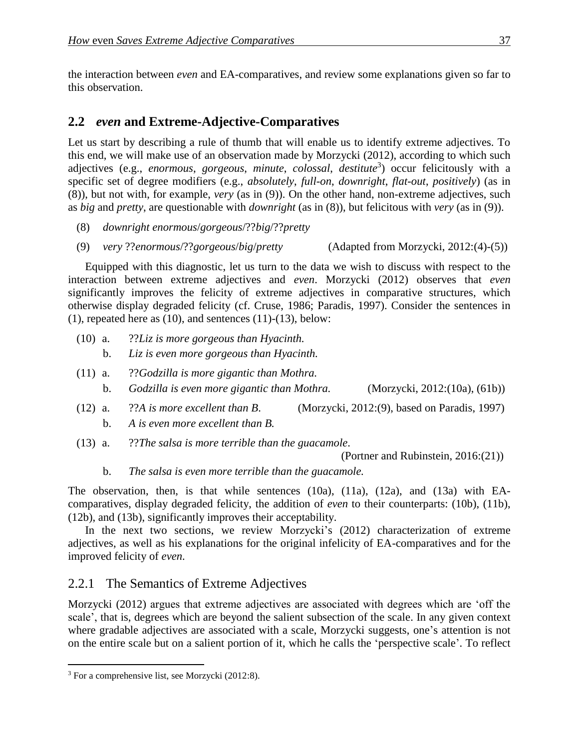the interaction between *even* and EA-comparatives, and review some explanations given so far to this observation.

## 2.2 *even* and Extreme-Adjective-Comparatives

Let us start by describing a rule of thumb that will enable us to identify extreme adjectives. To this end, we will make use of an observation made by Morzycki (2012), according to which such adjectives (e.g., *enormous*, *gorgeous*, *minute*, *colossal*, *destitute*[3]) occur felicitously with a specific set of degree modifiers (e.g., *absolutely*, *full-on*, *downright*, *flat-out*, *positively*) (as in (8)), but not with, for example, *very* (as in (9)). On the other hand, non-extreme adjectives, such as *big* and *pretty*, are questionable with *downright* (as in (8)), but felicitous with *very* (as in (9)).

(8) *downright enormous*/*gorgeous*/??*big*/??*pretty*

(9) *very* ??*enormous*/??*gorgeous*/*big*/*pretty* (Adapted from Morzycki, 2012:(4)-(5))

Equipped with this diagnostic, let us turn to the data we wish to discuss with respect to the interaction between extreme adjectives and *even*. Morzycki (2012) observes that *even* significantly improves the felicity of extreme adjectives in comparative structures, which otherwise display degraded felicity (cf. Cruse, 1986; Paradis, 1997). Consider the sentences in (1), repeated here as (10), and sentences (11)-(13), below:

(10) a. ??*Liz is more gorgeous than Hyacinth.*
 b. *Liz is even more gorgeous than Hyacinth.*

(11) a. ??*Godzilla is more gigantic than Mothra.*
 b. *Godzilla is even more gigantic than Mothra.* (Morzycki, 2012:(10a), (61b))

(12) a. ??*A is more excellent than B*. (Morzycki, 2012:(9), based on Paradis, 1997)
 b. *A is even more excellent than B.*

(13) a. ??*The salsa is more terrible than the guacamole.* (Portner and Rubinstein, 2016:(21))
 b. *The salsa is even more terrible than the guacamole.*

The observation, then, is that while sentences (10a), (11a), (12a), and (13a) with EA-comparatives, display degraded felicity, the addition of *even* to their counterparts: (10b), (11b), (12b), and (13b), significantly improves their acceptability.

In the next two sections, we review Morzycki's (2012) characterization of extreme adjectives, as well as his explanations for the original infelicity of EA-comparatives and for the improved felicity of *even*.

### 2.2.1 The Semantics of Extreme Adjectives

Morzycki (2012) argues that extreme adjectives are associated with degrees which are 'off the scale', that is, degrees which are beyond the salient subsection of the scale. In any given context where gradable adjectives are associated with a scale, Morzycki suggests, one's attention is not on the entire scale but on a salient portion of it, which he calls the 'perspective scale'. To reflect

---

[3] For a comprehensive list, see Morzycki (2012:8).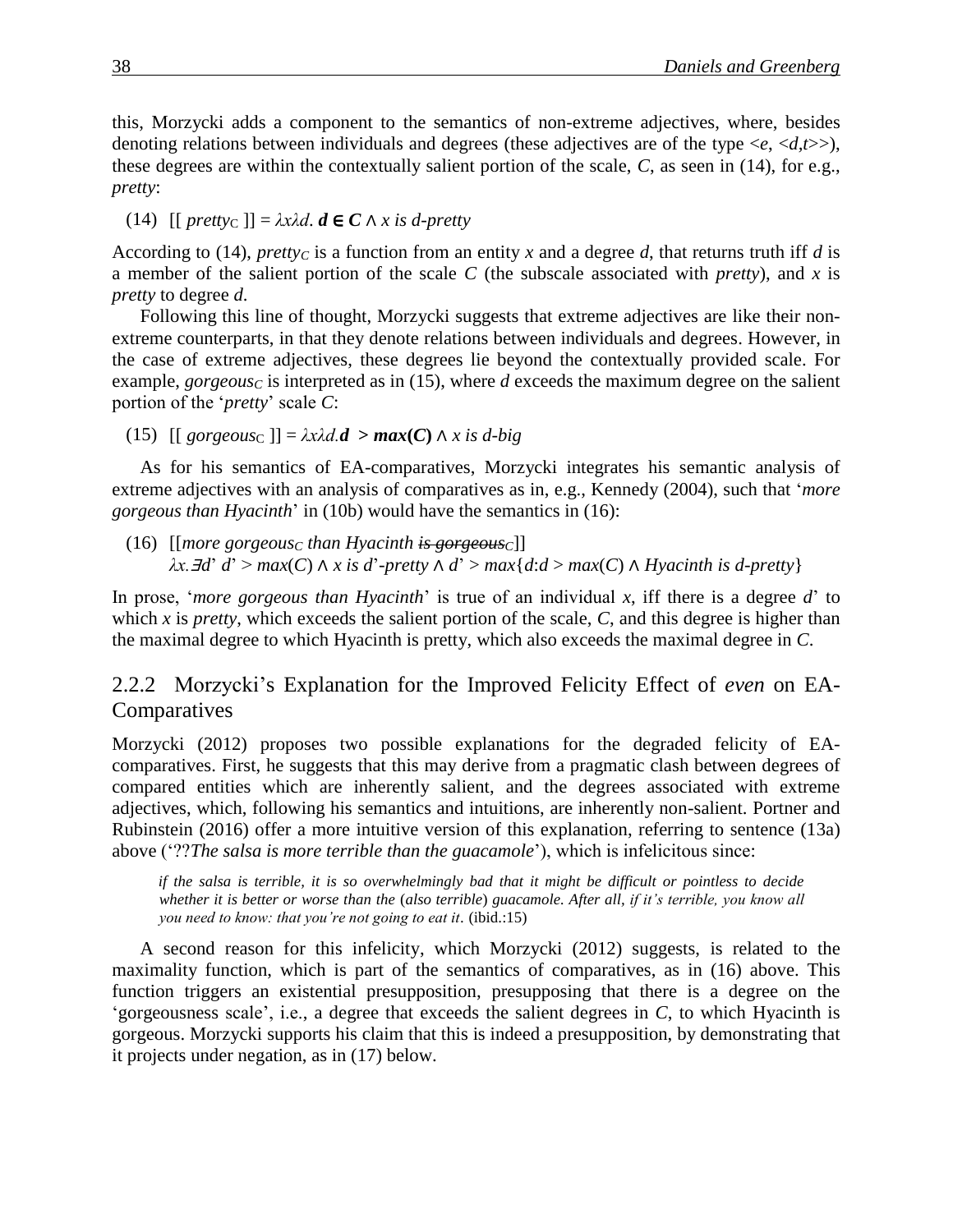this, Morzycki adds a component to the semantics of non-extreme adjectives, where, besides denoting relations between individuals and degrees (these adjectives are of the type <*e*, <*d*,*t*>>), these degrees are within the contextually salient portion of the scale, *C*, as seen in (14), for e.g., *pretty*:

(14) $[[\ pretty_C\ ]] = \lambda x \lambda d.\ \boldsymbol{d \in C} \wedge x\ is\ d\text{-}pretty$

According to (14), $pretty_C$ is a function from an entity *x* and a degree *d*, that returns truth iff *d* is a member of the salient portion of the scale *C* (the subscale associated with *pretty*), and *x* is *pretty* to degree *d*.

Following this line of thought, Morzycki suggests that extreme adjectives are like their non-extreme counterparts, in that they denote relations between individuals and degrees. However, in the case of extreme adjectives, these degrees lie beyond the contextually provided scale. For example, $gorgeous_C$ is interpreted as in (15), where *d* exceeds the maximum degree on the salient portion of the '*pretty*' scale *C*:

(15) $[[\ gorgeous_C\ ]] = \lambda x \lambda d.\boldsymbol{d\ >max(C)} \wedge x\ is\ d\text{-}big$

As for his semantics of EA-comparatives, Morzycki integrates his semantic analysis of extreme adjectives with an analysis of comparatives as in, e.g., Kennedy (2004), such that '*more gorgeous than Hyacinth*' in (10b) would have the semantics in (16):

(16) [[*more* $gorgeous_C$ *than Hyacinth* ~~*is* $gorgeous_C$~~]]
$\lambda x.\exists d'\ d' > max(C) \wedge x\ is\ d'\text{-}pretty \wedge d' > max\{d{:}d > max(C) \wedge Hyacinth\ is\ d\text{-}pretty\}$

In prose, '*more gorgeous than Hyacinth*' is true of an individual *x*, iff there is a degree *d*' to which *x* is *pretty*, which exceeds the salient portion of the scale, *C*, and this degree is higher than the maximal degree to which Hyacinth is pretty, which also exceeds the maximal degree in *C*.

### 2.2.2 Morzycki's Explanation for the Improved Felicity Effect of *even* on EA-Comparatives

Morzycki (2012) proposes two possible explanations for the degraded felicity of EA-comparatives. First, he suggests that this may derive from a pragmatic clash between degrees of compared entities which are inherently salient, and the degrees associated with extreme adjectives, which, following his semantics and intuitions, are inherently non-salient. Portner and Rubinstein (2016) offer a more intuitive version of this explanation, referring to sentence (13a) above ('??*The salsa is more terrible than the guacamole*'), which is infelicitous since:

> *if the salsa is terrible, it is so overwhelmingly bad that it might be difficult or pointless to decide whether it is better or worse than the* (*also terrible*) *guacamole. After all, if it's terrible, you know all you need to know: that you're not going to eat it*. (ibid.:15)

A second reason for this infelicity, which Morzycki (2012) suggests, is related to the maximality function, which is part of the semantics of comparatives, as in (16) above. This function triggers an existential presupposition, presupposing that there is a degree on the 'gorgeousness scale', i.e., a degree that exceeds the salient degrees in *C*, to which Hyacinth is gorgeous. Morzycki supports his claim that this is indeed a presupposition, by demonstrating that it projects under negation, as in (17) below.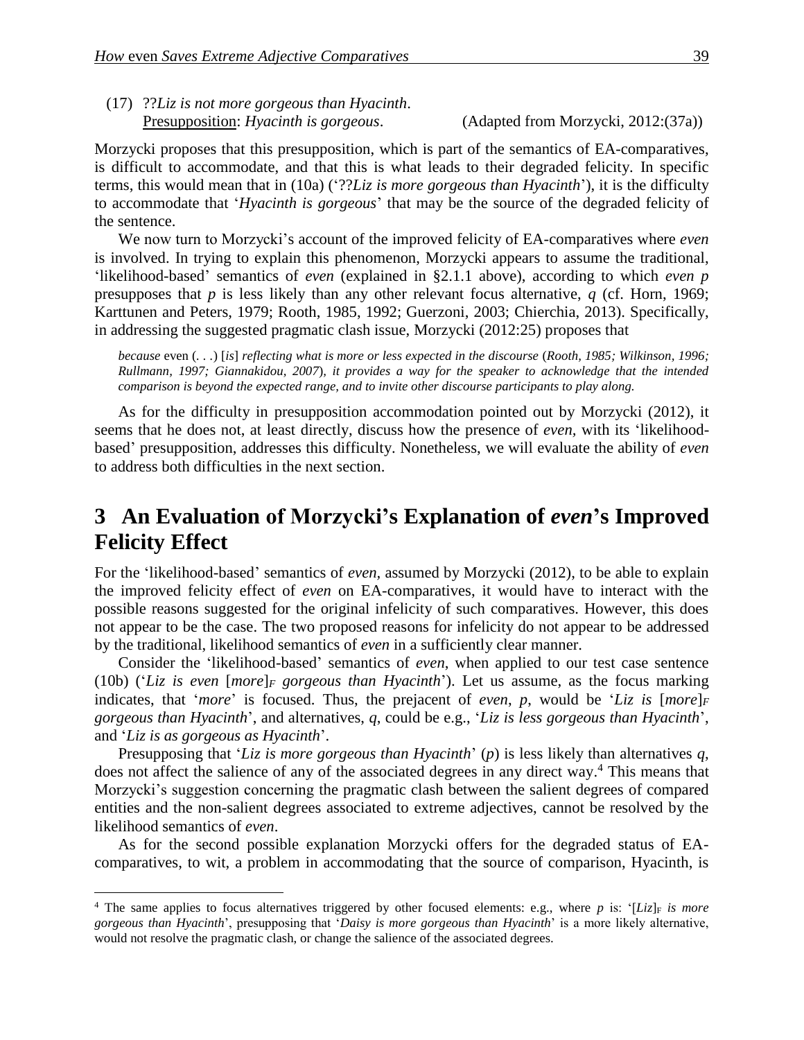(17) ??*Liz is not more gorgeous than Hyacinth*.
Presupposition: *Hyacinth is gorgeous*. (Adapted from Morzycki, 2012:(37a))

Morzycki proposes that this presupposition, which is part of the semantics of EA-comparatives, is difficult to accommodate, and that this is what leads to their degraded felicity. In specific terms, this would mean that in (10a) ('??*Liz is more gorgeous than Hyacinth*'), it is the difficulty to accommodate that '*Hyacinth is gorgeous*' that may be the source of the degraded felicity of the sentence.

We now turn to Morzycki's account of the improved felicity of EA-comparatives where *even* is involved. In trying to explain this phenomenon, Morzycki appears to assume the traditional, 'likelihood-based' semantics of *even* (explained in §2.1.1 above), according to which *even p* presupposes that *p* is less likely than any other relevant focus alternative, *q* (cf. Horn, 1969; Karttunen and Peters, 1979; Rooth, 1985, 1992; Guerzoni, 2003; Chierchia, 2013). Specifically, in addressing the suggested pragmatic clash issue, Morzycki (2012:25) proposes that

> *because* even (. . .) [*is*] *reflecting what is more or less expected in the discourse* (*Rooth, 1985; Wilkinson, 1996; Rullmann, 1997; Giannakidou, 2007*)*, it provides a way for the speaker to acknowledge that the intended comparison is beyond the expected range, and to invite other discourse participants to play along.*

As for the difficulty in presupposition accommodation pointed out by Morzycki (2012), it seems that he does not, at least directly, discuss how the presence of *even*, with its 'likelihood-based' presupposition, addresses this difficulty. Nonetheless, we will evaluate the ability of *even* to address both difficulties in the next section.

# 3 An Evaluation of Morzycki's Explanation of *even*'s Improved Felicity Effect

For the 'likelihood-based' semantics of *even*, assumed by Morzycki (2012), to be able to explain the improved felicity effect of *even* on EA-comparatives, it would have to interact with the possible reasons suggested for the original infelicity of such comparatives. However, this does not appear to be the case. The two proposed reasons for infelicity do not appear to be addressed by the traditional, likelihood semantics of *even* in a sufficiently clear manner.

Consider the 'likelihood-based' semantics of *even*, when applied to our test case sentence (10b) ('*Liz is even* [*more*]$_F$ *gorgeous than Hyacinth*'). Let us assume, as the focus marking indicates, that '*more*' is focused. Thus, the prejacent of *even*, *p*, would be '*Liz is* [*more*]$_F$ *gorgeous than Hyacinth*', and alternatives, *q*, could be e.g., '*Liz is less gorgeous than Hyacinth*', and '*Liz is as gorgeous as Hyacinth*'.

Presupposing that '*Liz is more gorgeous than Hyacinth*' (*p*) is less likely than alternatives *q*, does not affect the salience of any of the associated degrees in any direct way.[4] This means that Morzycki's suggestion concerning the pragmatic clash between the salient degrees of compared entities and the non-salient degrees associated to extreme adjectives, cannot be resolved by the likelihood semantics of *even*.

As for the second possible explanation Morzycki offers for the degraded status of EA-comparatives, to wit, a problem in accommodating that the source of comparison, Hyacinth, is

---

[4] The same applies to focus alternatives triggered by other focused elements: e.g., where *p* is: '[*Liz*]$_F$ *is more gorgeous than Hyacinth*', presupposing that '*Daisy is more gorgeous than Hyacinth*' is a more likely alternative, would not resolve the pragmatic clash, or change the salience of the associated degrees.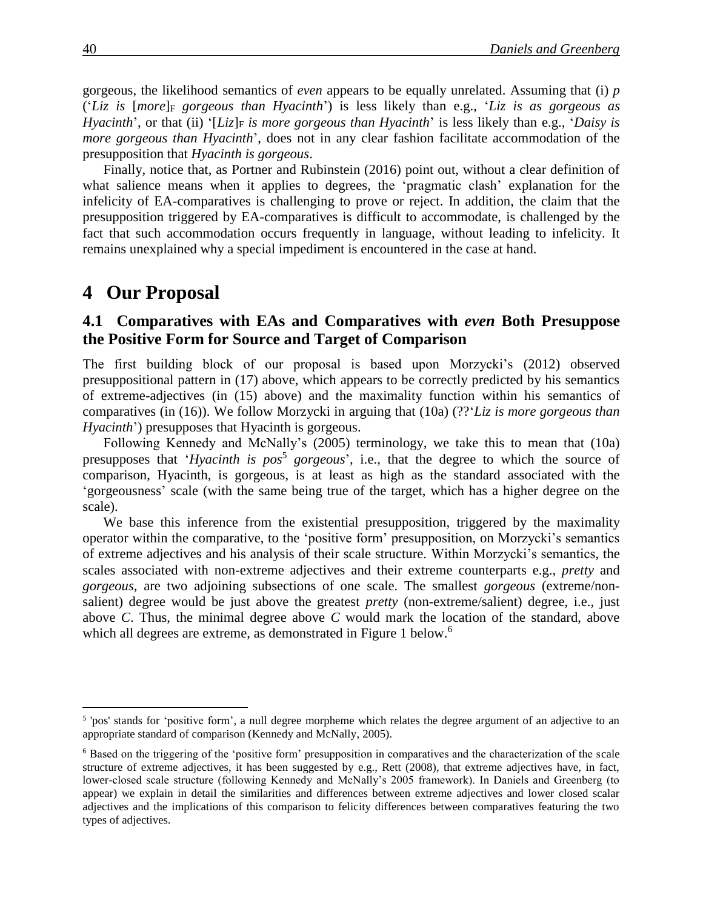gorgeous, the likelihood semantics of *even* appears to be equally unrelated. Assuming that (i) *p* ('*Liz is* [*more*]$_F$ *gorgeous than Hyacinth*') is less likely than e.g., '*Liz is as gorgeous as Hyacinth*', or that (ii) '[*Liz*]$_F$ *is more gorgeous than Hyacinth*' is less likely than e.g., '*Daisy is more gorgeous than Hyacinth*', does not in any clear fashion facilitate accommodation of the presupposition that *Hyacinth is gorgeous*.

Finally, notice that, as Portner and Rubinstein (2016) point out, without a clear definition of what salience means when it applies to degrees, the 'pragmatic clash' explanation for the infelicity of EA-comparatives is challenging to prove or reject. In addition, the claim that the presupposition triggered by EA-comparatives is difficult to accommodate, is challenged by the fact that such accommodation occurs frequently in language, without leading to infelicity. It remains unexplained why a special impediment is encountered in the case at hand.

# 4 Our Proposal

## 4.1 Comparatives with EAs and Comparatives with *even* Both Presuppose the Positive Form for Source and Target of Comparison

The first building block of our proposal is based upon Morzycki's (2012) observed presuppositional pattern in (17) above, which appears to be correctly predicted by his semantics of extreme-adjectives (in (15) above) and the maximality function within his semantics of comparatives (in (16)). We follow Morzycki in arguing that (10a) (??'*Liz is more gorgeous than Hyacinth*') presupposes that Hyacinth is gorgeous.

Following Kennedy and McNally's (2005) terminology, we take this to mean that (10a) presupposes that '*Hyacinth is pos*[5] *gorgeous*', i.e., that the degree to which the source of comparison, Hyacinth, is gorgeous, is at least as high as the standard associated with the 'gorgeousness' scale (with the same being true of the target, which has a higher degree on the scale).

We base this inference from the existential presupposition, triggered by the maximality operator within the comparative, to the 'positive form' presupposition, on Morzycki's semantics of extreme adjectives and his analysis of their scale structure. Within Morzycki's semantics, the scales associated with non-extreme adjectives and their extreme counterparts e.g., *pretty* and *gorgeous*, are two adjoining subsections of one scale. The smallest *gorgeous* (extreme/non-salient) degree would be just above the greatest *pretty* (non-extreme/salient) degree, i.e., just above *C*. Thus, the minimal degree above *C* would mark the location of the standard, above which all degrees are extreme, as demonstrated in Figure 1 below.[6]

---

[5] 'pos' stands for 'positive form', a null degree morpheme which relates the degree argument of an adjective to an appropriate standard of comparison (Kennedy and McNally, 2005).

[6] Based on the triggering of the 'positive form' presupposition in comparatives and the characterization of the scale structure of extreme adjectives, it has been suggested by e.g., Rett (2008), that extreme adjectives have, in fact, lower-closed scale structure (following Kennedy and McNally's 2005 framework). In Daniels and Greenberg (to appear) we explain in detail the similarities and differences between extreme adjectives and lower closed scalar adjectives and the implications of this comparison to felicity differences between comparatives featuring the two types of adjectives.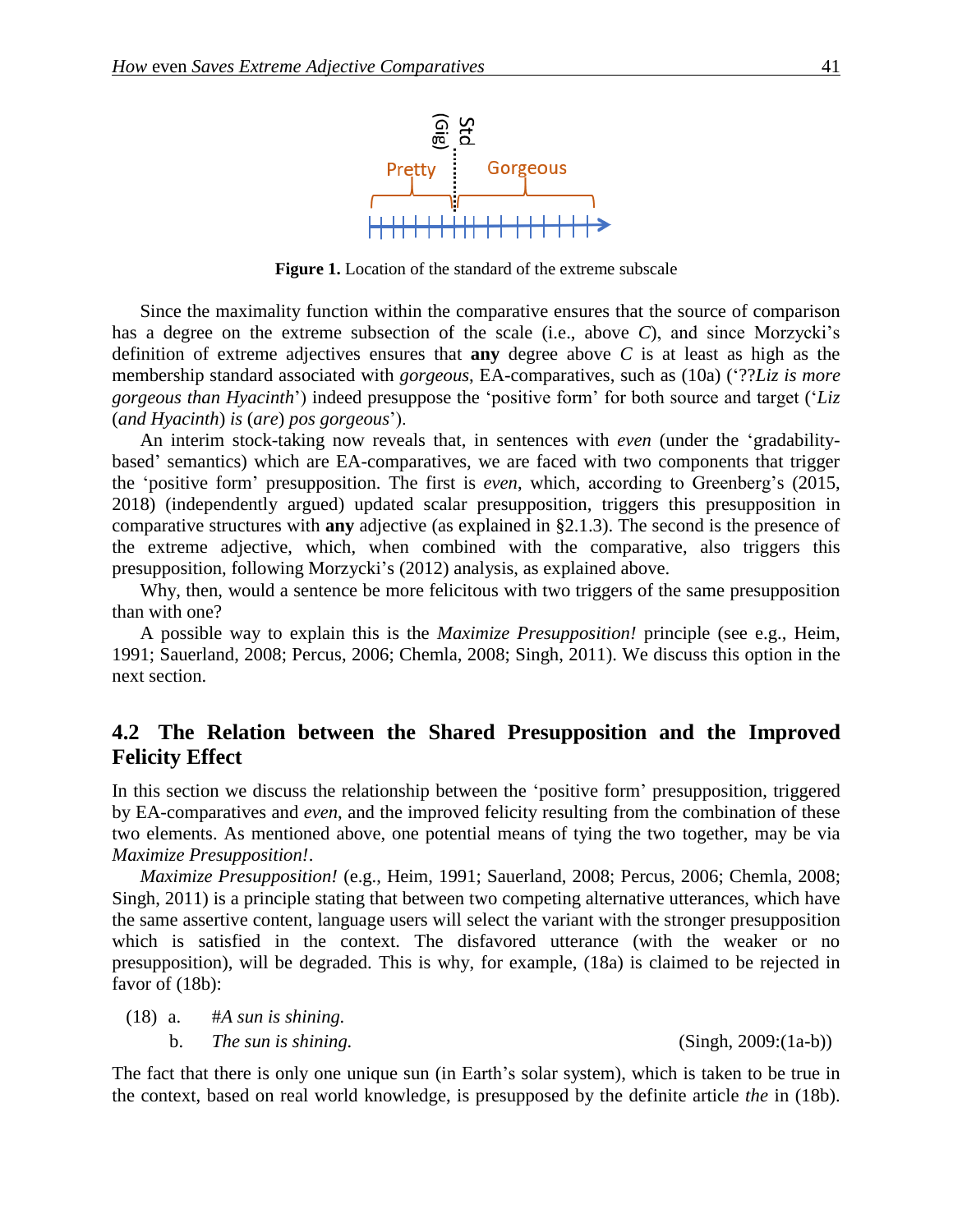Std (Gig)

Pretty Gorgeous

**Figure 1.** Location of the standard of the extreme subscale

Since the maximality function within the comparative ensures that the source of comparison has a degree on the extreme subsection of the scale (i.e., above *C*), and since Morzycki's definition of extreme adjectives ensures that **any** degree above *C* is at least as high as the membership standard associated with *gorgeous*, EA-comparatives, such as (10a) ('??*Liz is more gorgeous than Hyacinth*') indeed presuppose the 'positive form' for both source and target ('*Liz* (*and Hyacinth*) *is* (*are*) *pos gorgeous*').

An interim stock-taking now reveals that, in sentences with *even* (under the 'gradability-based' semantics) which are EA-comparatives, we are faced with two components that trigger the 'positive form' presupposition. The first is *even*, which, according to Greenberg's (2015, 2018) (independently argued) updated scalar presupposition, triggers this presupposition in comparative structures with **any** adjective (as explained in §2.1.3). The second is the presence of the extreme adjective, which, when combined with the comparative, also triggers this presupposition, following Morzycki's (2012) analysis, as explained above.

Why, then, would a sentence be more felicitous with two triggers of the same presupposition than with one?

A possible way to explain this is the *Maximize Presupposition!* principle (see e.g., Heim, 1991; Sauerland, 2008; Percus, 2006; Chemla, 2008; Singh, 2011). We discuss this option in the next section.

## 4.2 The Relation between the Shared Presupposition and the Improved Felicity Effect

In this section we discuss the relationship between the 'positive form' presupposition, triggered by EA-comparatives and *even*, and the improved felicity resulting from the combination of these two elements. As mentioned above, one potential means of tying the two together, may be via *Maximize Presupposition!*.

*Maximize Presupposition!* (e.g., Heim, 1991; Sauerland, 2008; Percus, 2006; Chemla, 2008; Singh, 2011) is a principle stating that between two competing alternative utterances, which have the same assertive content, language users will select the variant with the stronger presupposition which is satisfied in the context. The disfavored utterance (with the weaker or no presupposition), will be degraded. This is why, for example, (18a) is claimed to be rejected in favor of (18b):

(18) a. #*A sun is shining.*
     b. *The sun is shining.* (Singh, 2009:(1a-b))

The fact that there is only one unique sun (in Earth's solar system), which is taken to be true in the context, based on real world knowledge, is presupposed by the definite article *the* in (18b).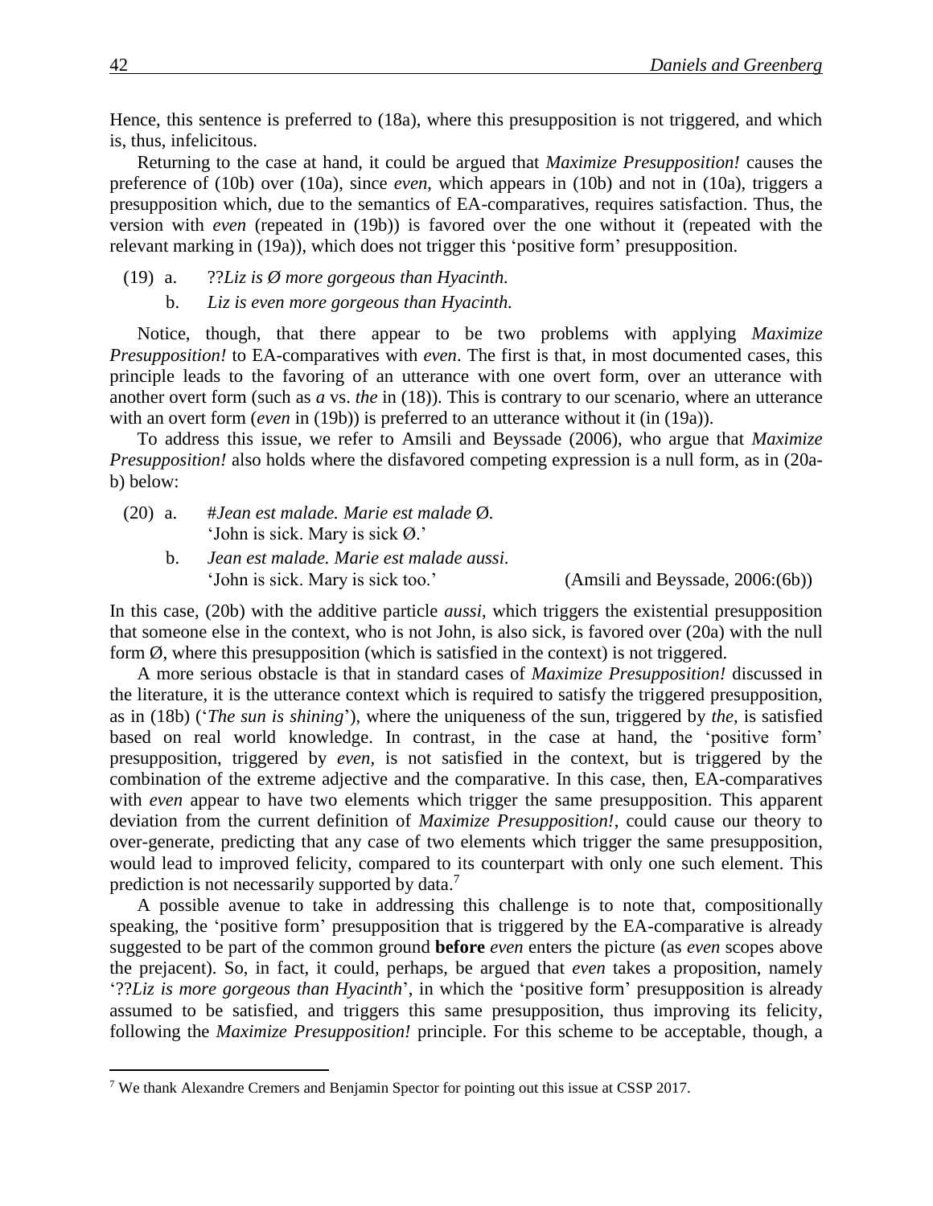Hence, this sentence is preferred to (18a), where this presupposition is not triggered, and which is, thus, infelicitous.

Returning to the case at hand, it could be argued that *Maximize Presupposition!* causes the preference of (10b) over (10a), since *even*, which appears in (10b) and not in (10a), triggers a presupposition which, due to the semantics of EA-comparatives, requires satisfaction. Thus, the version with *even* (repeated in (19b)) is favored over the one without it (repeated with the relevant marking in (19a)), which does not trigger this 'positive form' presupposition.

(19) a. ??*Liz is Ø more gorgeous than Hyacinth.*

b. *Liz is even more gorgeous than Hyacinth.*

Notice, though, that there appear to be two problems with applying *Maximize Presupposition!* to EA-comparatives with *even*. The first is that, in most documented cases, this principle leads to the favoring of an utterance with one overt form, over an utterance with another overt form (such as *a* vs. *the* in (18)). This is contrary to our scenario, where an utterance with an overt form (*even* in (19b)) is preferred to an utterance without it (in (19a)).

To address this issue, we refer to Amsili and Beyssade (2006), who argue that *Maximize Presupposition!* also holds where the disfavored competing expression is a null form, as in (20a-b) below:

(20) a. #*Jean est malade. Marie est malade Ø.*
'John is sick. Mary is sick Ø.'

b. *Jean est malade. Marie est malade aussi.*
'John is sick. Mary is sick too.' (Amsili and Beyssade, 2006:(6b))

In this case, (20b) with the additive particle *aussi*, which triggers the existential presupposition that someone else in the context, who is not John, is also sick, is favored over (20a) with the null form Ø, where this presupposition (which is satisfied in the context) is not triggered.

A more serious obstacle is that in standard cases of *Maximize Presupposition!* discussed in the literature, it is the utterance context which is required to satisfy the triggered presupposition, as in (18b) ('*The sun is shining*'), where the uniqueness of the sun, triggered by *the*, is satisfied based on real world knowledge. In contrast, in the case at hand, the 'positive form' presupposition, triggered by *even*, is not satisfied in the context, but is triggered by the combination of the extreme adjective and the comparative. In this case, then, EA-comparatives with *even* appear to have two elements which trigger the same presupposition. This apparent deviation from the current definition of *Maximize Presupposition!*, could cause our theory to over-generate, predicting that any case of two elements which trigger the same presupposition, would lead to improved felicity, compared to its counterpart with only one such element. This prediction is not necessarily supported by data.[7]

A possible avenue to take in addressing this challenge is to note that, compositionally speaking, the 'positive form' presupposition that is triggered by the EA-comparative is already suggested to be part of the common ground **before** *even* enters the picture (as *even* scopes above the prejacent). So, in fact, it could, perhaps, be argued that *even* takes a proposition, namely '??*Liz is more gorgeous than Hyacinth*', in which the 'positive form' presupposition is already assumed to be satisfied, and triggers this same presupposition, thus improving its felicity, following the *Maximize Presupposition!* principle. For this scheme to be acceptable, though, a

[7] We thank Alexandre Cremers and Benjamin Spector for pointing out this issue at CSSP 2017.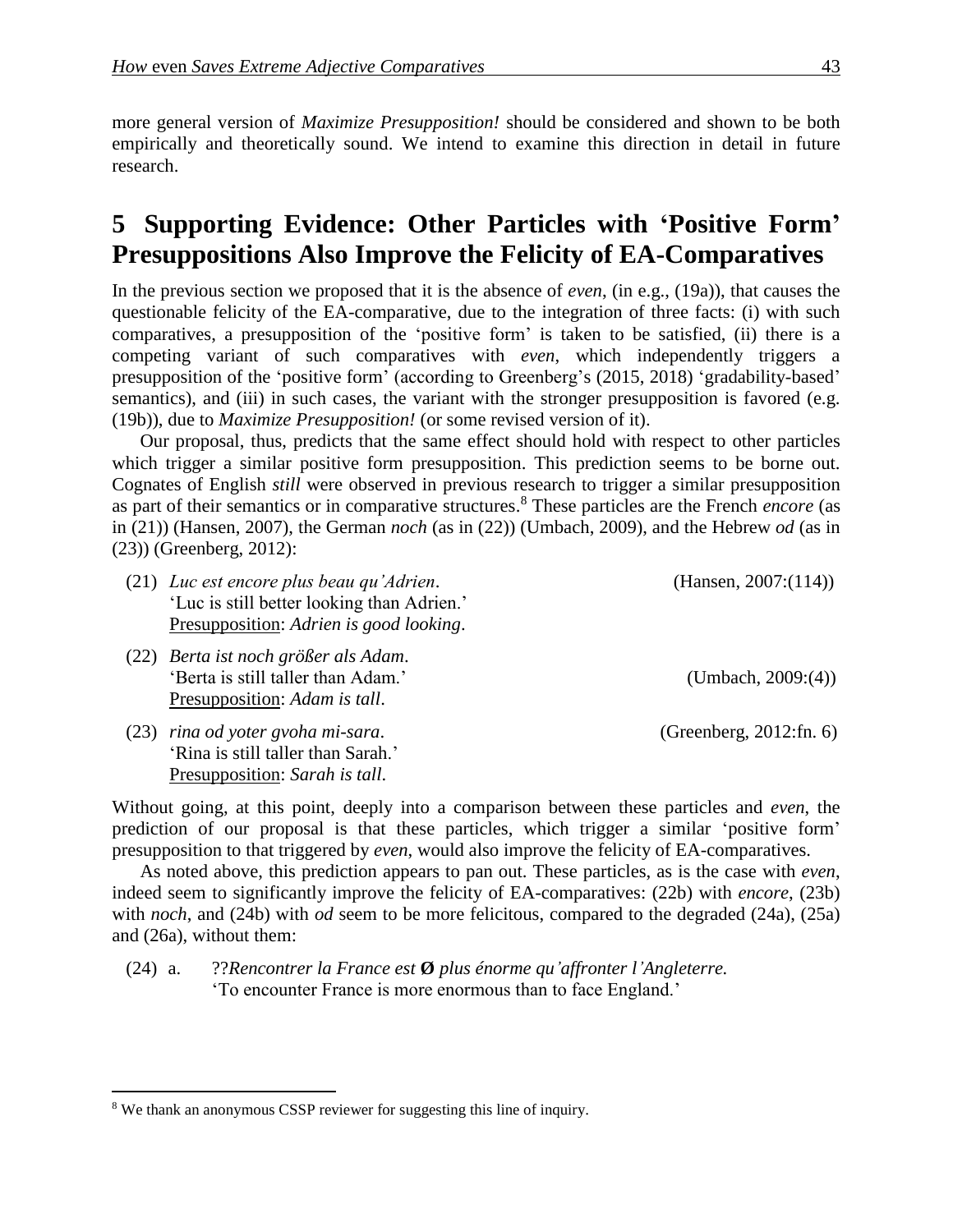more general version of *Maximize Presupposition!* should be considered and shown to be both empirically and theoretically sound. We intend to examine this direction in detail in future research.

# 5 Supporting Evidence: Other Particles with 'Positive Form' Presuppositions Also Improve the Felicity of EA-Comparatives

In the previous section we proposed that it is the absence of *even*, (in e.g., (19a)), that causes the questionable felicity of the EA-comparative, due to the integration of three facts: (i) with such comparatives, a presupposition of the 'positive form' is taken to be satisfied, (ii) there is a competing variant of such comparatives with *even*, which independently triggers a presupposition of the 'positive form' (according to Greenberg's (2015, 2018) 'gradability-based' semantics), and (iii) in such cases, the variant with the stronger presupposition is favored (e.g. (19b)), due to *Maximize Presupposition!* (or some revised version of it).

Our proposal, thus, predicts that the same effect should hold with respect to other particles which trigger a similar positive form presupposition. This prediction seems to be borne out. Cognates of English *still* were observed in previous research to trigger a similar presupposition as part of their semantics or in comparative structures.[8] These particles are the French *encore* (as in (21)) (Hansen, 2007), the German *noch* (as in (22)) (Umbach, 2009), and the Hebrew *od* (as in (23)) (Greenberg, 2012):

(21) *Luc est encore plus beau qu'Adrien*. (Hansen, 2007:(114))
'Luc is still better looking than Adrien.'
Presupposition: *Adrien is good looking*.

(22) *Berta ist noch größer als Adam*.
'Berta is still taller than Adam.' (Umbach, 2009:(4))
Presupposition: *Adam is tall*.

(23) *rina od yoter gvoha mi-sara*. (Greenberg, 2012:fn. 6)
'Rina is still taller than Sarah.'
Presupposition: *Sarah is tall*.

Without going, at this point, deeply into a comparison between these particles and *even*, the prediction of our proposal is that these particles, which trigger a similar 'positive form' presupposition to that triggered by *even*, would also improve the felicity of EA-comparatives.

As noted above, this prediction appears to pan out. These particles, as is the case with *even*, indeed seem to significantly improve the felicity of EA-comparatives: (22b) with *encore*, (23b) with *noch*, and (24b) with *od* seem to be more felicitous, compared to the degraded (24a), (25a) and (26a), without them:

(24) a. ??*Rencontrer la France est **Ø** plus énorme qu'affronter l'Angleterre.*
'To encounter France is more enormous than to face England.'

[8] We thank an anonymous CSSP reviewer for suggesting this line of inquiry.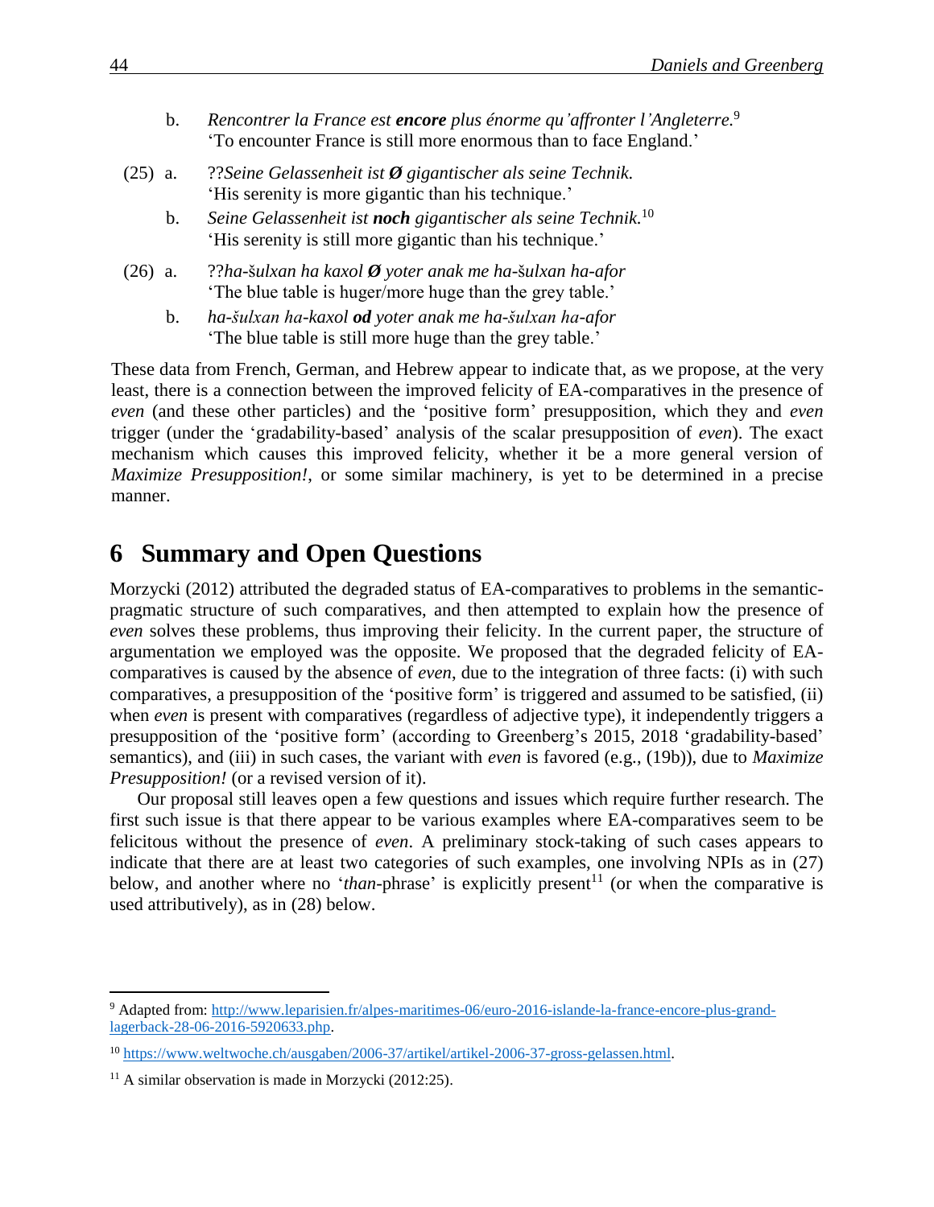b. *Rencontrer la France est **encore** plus énorme qu'affronter l'Angleterre.*[9]
   'To encounter France is still more enormous than to face England.'

(25) a. ??*Seine Gelassenheit ist **Ø** gigantischer als seine Technik.*
   'His serenity is more gigantic than his technique.'

b. *Seine Gelassenheit ist **noch** gigantischer als seine Technik.*[10]
   'His serenity is still more gigantic than his technique.'

(26) a. ??*ha-*š*ulxan ha kaxol **Ø** yoter anak me ha-*š*ulxan ha-afor*
   'The blue table is huger/more huge than the grey table.'

b. *ha-šulxan ha-kaxol **od** yoter anak me ha-šulxan ha-afor*
   'The blue table is still more huge than the grey table.'

These data from French, German, and Hebrew appear to indicate that, as we propose, at the very least, there is a connection between the improved felicity of EA-comparatives in the presence of *even* (and these other particles) and the 'positive form' presupposition, which they and *even* trigger (under the 'gradability-based' analysis of the scalar presupposition of *even*). The exact mechanism which causes this improved felicity, whether it be a more general version of *Maximize Presupposition!*, or some similar machinery, is yet to be determined in a precise manner.

## 6 Summary and Open Questions

Morzycki (2012) attributed the degraded status of EA-comparatives to problems in the semantic-pragmatic structure of such comparatives, and then attempted to explain how the presence of *even* solves these problems, thus improving their felicity. In the current paper, the structure of argumentation we employed was the opposite. We proposed that the degraded felicity of EA-comparatives is caused by the absence of *even*, due to the integration of three facts: (i) with such comparatives, a presupposition of the 'positive form' is triggered and assumed to be satisfied, (ii) when *even* is present with comparatives (regardless of adjective type), it independently triggers a presupposition of the 'positive form' (according to Greenberg's 2015, 2018 'gradability-based' semantics), and (iii) in such cases, the variant with *even* is favored (e.g., (19b)), due to *Maximize Presupposition!* (or a revised version of it).

Our proposal still leaves open a few questions and issues which require further research. The first such issue is that there appear to be various examples where EA-comparatives seem to be felicitous without the presence of *even*. A preliminary stock-taking of such cases appears to indicate that there are at least two categories of such examples, one involving NPIs as in (27) below, and another where no '*than*-phrase' is explicitly present[11] (or when the comparative is used attributively), as in (28) below.

---

[9] Adapted from: http://www.leparisien.fr/alpes-maritimes-06/euro-2016-islande-la-france-encore-plus-grand-lagerback-28-06-2016-5920633.php.

[10] https://www.weltwoche.ch/ausgaben/2006-37/artikel/artikel-2006-37-gross-gelassen.html.

[11] A similar observation is made in Morzycki (2012:25).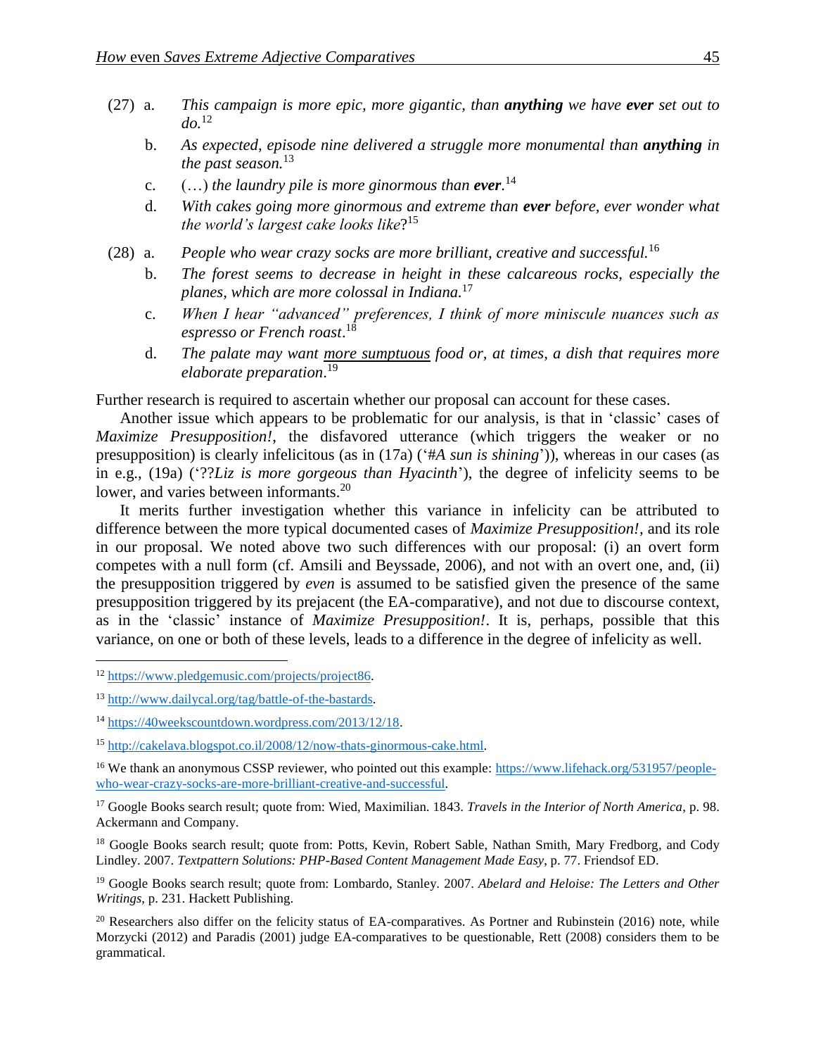(27) a. *This campaign is more epic, more gigantic, than* ***anything*** *we have* ***ever*** *set out to do.*[12]

b. *As expected, episode nine delivered a struggle more monumental than* ***anything*** *in the past season.*[13]

c. (…) *the laundry pile is more ginormous than* ***ever***.[14]

d. *With cakes going more ginormous and extreme than* ***ever*** *before, ever wonder what the world's largest cake looks like*?[15]

(28) a. *People who wear crazy socks are more brilliant, creative and successful.*[16]

b. *The forest seems to decrease in height in these calcareous rocks, especially the planes, which are more colossal in Indiana.*[17]

c. *When I hear "advanced" preferences, I think of more miniscule nuances such as espresso or French roast*.[18]

d. *The palate may want* <u>*more sumptuous*</u> *food or, at times, a dish that requires more elaborate preparation*.[19]

Further research is required to ascertain whether our proposal can account for these cases.

Another issue which appears to be problematic for our analysis, is that in 'classic' cases of *Maximize Presupposition!*, the disfavored utterance (which triggers the weaker or no presupposition) is clearly infelicitous (as in (17a) ('#*A sun is shining*')), whereas in our cases (as in e.g., (19a) ('??*Liz is more gorgeous than Hyacinth*'), the degree of infelicity seems to be lower, and varies between informants.[20]

It merits further investigation whether this variance in infelicity can be attributed to difference between the more typical documented cases of *Maximize Presupposition!*, and its role in our proposal. We noted above two such differences with our proposal: (i) an overt form competes with a null form (cf. Amsili and Beyssade, 2006), and not with an overt one, and, (ii) the presupposition triggered by *even* is assumed to be satisfied given the presence of the same presupposition triggered by its prejacent (the EA-comparative), and not due to discourse context, as in the 'classic' instance of *Maximize Presupposition!*. It is, perhaps, possible that this variance, on one or both of these levels, leads to a difference in the degree of infelicity as well.

---

[12] https://www.pledgemusic.com/projects/project86.

[13] http://www.dailycal.org/tag/battle-of-the-bastards.

[14] https://40weekscountdown.wordpress.com/2013/12/18.

[15] http://cakelava.blogspot.co.il/2008/12/now-thats-ginormous-cake.html.

[16] We thank an anonymous CSSP reviewer, who pointed out this example: https://www.lifehack.org/531957/people-who-wear-crazy-socks-are-more-brilliant-creative-and-successful.

[17] Google Books search result; quote from: Wied, Maximilian. 1843. *Travels in the Interior of North America*, p. 98. Ackermann and Company.

[18] Google Books search result; quote from: Potts, Kevin, Robert Sable, Nathan Smith, Mary Fredborg, and Cody Lindley. 2007. *Textpattern Solutions: PHP-Based Content Management Made Easy*, p. 77. Friendsof ED.

[19] Google Books search result; quote from: Lombardo, Stanley. 2007. *Abelard and Heloise: The Letters and Other Writings*, p. 231. Hackett Publishing.

[20] Researchers also differ on the felicity status of EA-comparatives. As Portner and Rubinstein (2016) note, while Morzycki (2012) and Paradis (2001) judge EA-comparatives to be questionable, Rett (2008) considers them to be grammatical.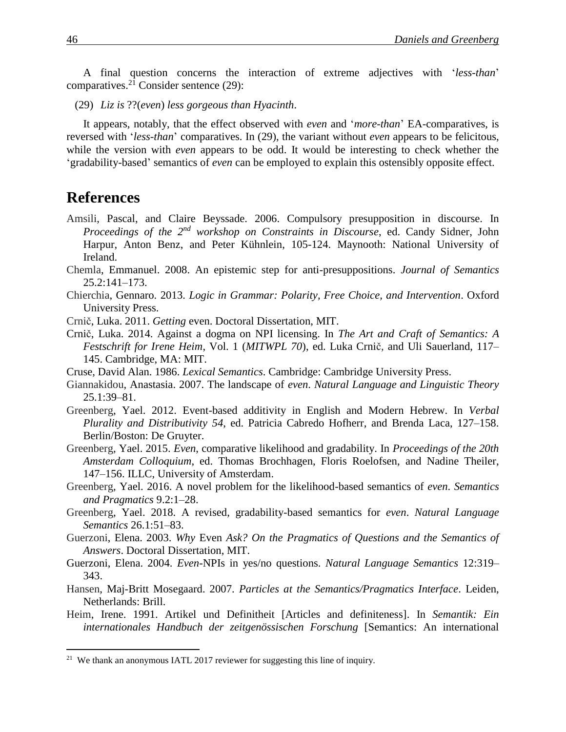A final question concerns the interaction of extreme adjectives with '*less-than*' comparatives.[21] Consider sentence (29):

(29) *Liz is* ??(*even*) *less gorgeous than Hyacinth*.

It appears, notably, that the effect observed with *even* and '*more-than*' EA-comparatives, is reversed with '*less-than*' comparatives. In (29), the variant without *even* appears to be felicitous, while the version with *even* appears to be odd. It would be interesting to check whether the 'gradability-based' semantics of *even* can be employed to explain this ostensibly opposite effect.

## References

Amsili, Pascal, and Claire Beyssade. 2006. Compulsory presupposition in discourse. In *Proceedings of the 2nd workshop on Constraints in Discourse*, ed. Candy Sidner, John Harpur, Anton Benz, and Peter Kühnlein, 105-124. Maynooth: National University of Ireland.

Chemla, Emmanuel. 2008. An epistemic step for anti-presuppositions. *Journal of Semantics* 25.2:141–173.

Chierchia, Gennaro. 2013. *Logic in Grammar: Polarity, Free Choice, and Intervention*. Oxford University Press.

Crnič, Luka. 2011. *Getting* even. Doctoral Dissertation, MIT.

Crnič, Luka. 2014. Against a dogma on NPI licensing. In *The Art and Craft of Semantics: A Festschrift for Irene Heim*, Vol. 1 (*MITWPL 70*), ed. Luka Crnič, and Uli Sauerland, 117–145. Cambridge, MA: MIT.

Cruse, David Alan. 1986. *Lexical Semantics*. Cambridge: Cambridge University Press.

Giannakidou, Anastasia. 2007. The landscape of *even*. *Natural Language and Linguistic Theory* 25.1:39–81.

Greenberg, Yael. 2012. Event-based additivity in English and Modern Hebrew. In *Verbal Plurality and Distributivity 54*, ed. Patricia Cabredo Hofherr, and Brenda Laca, 127–158. Berlin/Boston: De Gruyter.

Greenberg, Yael. 2015. *Even*, comparative likelihood and gradability. In *Proceedings of the 20th Amsterdam Colloquium*, ed. Thomas Brochhagen, Floris Roelofsen, and Nadine Theiler, 147–156. ILLC, University of Amsterdam.

Greenberg, Yael. 2016. A novel problem for the likelihood-based semantics of *even*. *Semantics and Pragmatics* 9.2:1–28.

Greenberg, Yael. 2018. A revised, gradability-based semantics for *even*. *Natural Language Semantics* 26.1:51–83.

Guerzoni, Elena. 2003. *Why* Even *Ask? On the Pragmatics of Questions and the Semantics of Answers*. Doctoral Dissertation, MIT.

Guerzoni, Elena. 2004. *Even*-NPIs in yes/no questions. *Natural Language Semantics* 12:319–343.

Hansen, Maj-Britt Mosegaard. 2007. *Particles at the Semantics/Pragmatics Interface*. Leiden, Netherlands: Brill.

Heim, Irene. 1991. Artikel und Definitheit [Articles and definiteness]. In *Semantik: Ein internationales Handbuch der zeitgenössischen Forschung* [Semantics: An international

---

[21] We thank an anonymous IATL 2017 reviewer for suggesting this line of inquiry.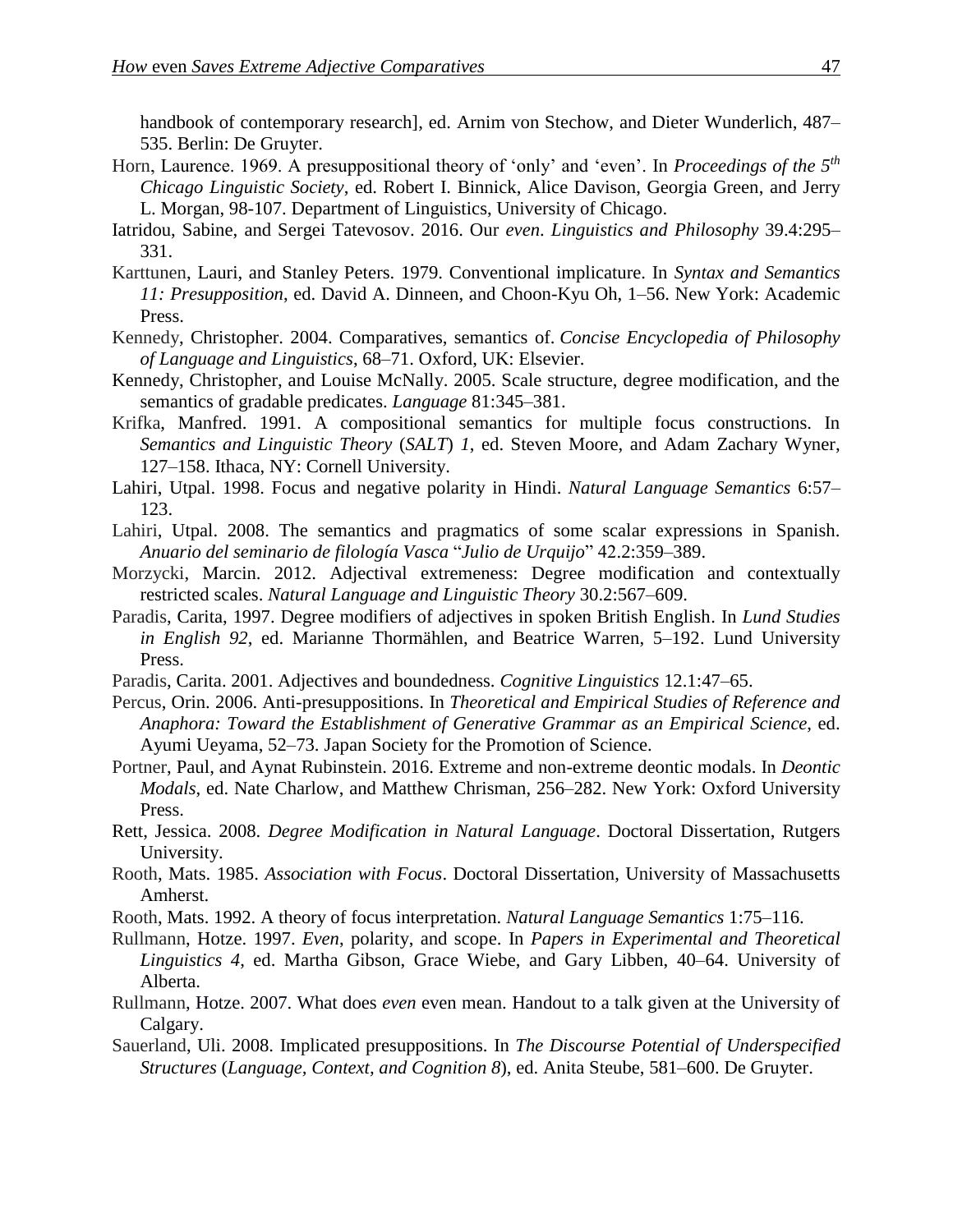handbook of contemporary research], ed. Arnim von Stechow, and Dieter Wunderlich, 487–535. Berlin: De Gruyter.

Horn, Laurence. 1969. A presuppositional theory of 'only' and 'even'. In *Proceedings of the 5th Chicago Linguistic Society*, ed. Robert I. Binnick, Alice Davison, Georgia Green, and Jerry L. Morgan, 98-107. Department of Linguistics, University of Chicago.

Iatridou, Sabine, and Sergei Tatevosov. 2016. Our *even*. *Linguistics and Philosophy* 39.4:295–331.

Karttunen, Lauri, and Stanley Peters. 1979. Conventional implicature. In *Syntax and Semantics 11: Presupposition*, ed. David A. Dinneen, and Choon-Kyu Oh, 1–56. New York: Academic Press.

Kennedy, Christopher. 2004. Comparatives, semantics of. *Concise Encyclopedia of Philosophy of Language and Linguistics*, 68–71. Oxford, UK: Elsevier.

Kennedy, Christopher, and Louise McNally. 2005. Scale structure, degree modification, and the semantics of gradable predicates. *Language* 81:345–381.

Krifka, Manfred. 1991. A compositional semantics for multiple focus constructions. In *Semantics and Linguistic Theory* (*SALT*) *1*, ed. Steven Moore, and Adam Zachary Wyner, 127–158. Ithaca, NY: Cornell University.

Lahiri, Utpal. 1998. Focus and negative polarity in Hindi. *Natural Language Semantics* 6:57–123.

Lahiri, Utpal. 2008. The semantics and pragmatics of some scalar expressions in Spanish. *Anuario del seminario de filología Vasca* "*Julio de Urquijo*" 42.2:359–389.

Morzycki, Marcin. 2012. Adjectival extremeness: Degree modification and contextually restricted scales. *Natural Language and Linguistic Theory* 30.2:567–609.

Paradis, Carita, 1997. Degree modifiers of adjectives in spoken British English. In *Lund Studies in English 92*, ed. Marianne Thormählen, and Beatrice Warren, 5–192. Lund University Press.

Paradis, Carita. 2001. Adjectives and boundedness. *Cognitive Linguistics* 12.1:47–65.

Percus, Orin. 2006. Anti-presuppositions. In *Theoretical and Empirical Studies of Reference and Anaphora: Toward the Establishment of Generative Grammar as an Empirical Science*, ed. Ayumi Ueyama, 52–73. Japan Society for the Promotion of Science.

Portner, Paul, and Aynat Rubinstein. 2016. Extreme and non-extreme deontic modals. In *Deontic Modals*, ed. Nate Charlow, and Matthew Chrisman, 256–282. New York: Oxford University Press.

Rett, Jessica. 2008. *Degree Modification in Natural Language*. Doctoral Dissertation, Rutgers University.

Rooth, Mats. 1985. *Association with Focus*. Doctoral Dissertation, University of Massachusetts Amherst.

Rooth, Mats. 1992. A theory of focus interpretation. *Natural Language Semantics* 1:75–116.

Rullmann, Hotze. 1997. *Even*, polarity, and scope. In *Papers in Experimental and Theoretical Linguistics 4*, ed. Martha Gibson, Grace Wiebe, and Gary Libben, 40–64. University of Alberta.

Rullmann, Hotze. 2007. What does *even* even mean. Handout to a talk given at the University of Calgary.

Sauerland, Uli. 2008. Implicated presuppositions. In *The Discourse Potential of Underspecified Structures* (*Language, Context, and Cognition 8*), ed. Anita Steube, 581–600. De Gruyter.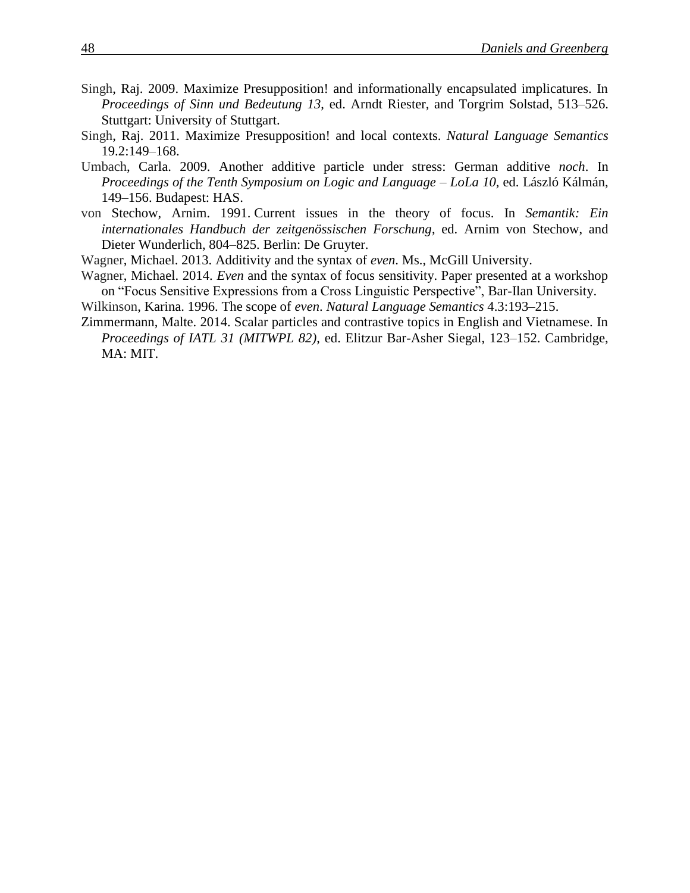Singh, Raj. 2009. Maximize Presupposition! and informationally encapsulated implicatures. In *Proceedings of Sinn und Bedeutung 13*, ed. Arndt Riester, and Torgrim Solstad, 513–526. Stuttgart: University of Stuttgart.

Singh, Raj. 2011. Maximize Presupposition! and local contexts. *Natural Language Semantics* 19.2:149–168.

Umbach, Carla. 2009. Another additive particle under stress: German additive *noch*. In *Proceedings of the Tenth Symposium on Logic and Language – LoLa 10*, ed. László Kálmán, 149–156. Budapest: HAS.

von Stechow, Arnim. 1991. Current issues in the theory of focus. In *Semantik: Ein internationales Handbuch der zeitgenössischen Forschung*, ed. Arnim von Stechow, and Dieter Wunderlich, 804–825. Berlin: De Gruyter.

Wagner, Michael. 2013. Additivity and the syntax of *even*. Ms., McGill University.

Wagner, Michael. 2014. *Even* and the syntax of focus sensitivity. Paper presented at a workshop on "Focus Sensitive Expressions from a Cross Linguistic Perspective", Bar-Ilan University.

Wilkinson, Karina. 1996. The scope of *even*. *Natural Language Semantics* 4.3:193–215.

Zimmermann, Malte. 2014. Scalar particles and contrastive topics in English and Vietnamese. In *Proceedings of IATL 31 (MITWPL 82)*, ed. Elitzur Bar-Asher Siegal, 123–152. Cambridge, MA: MIT.